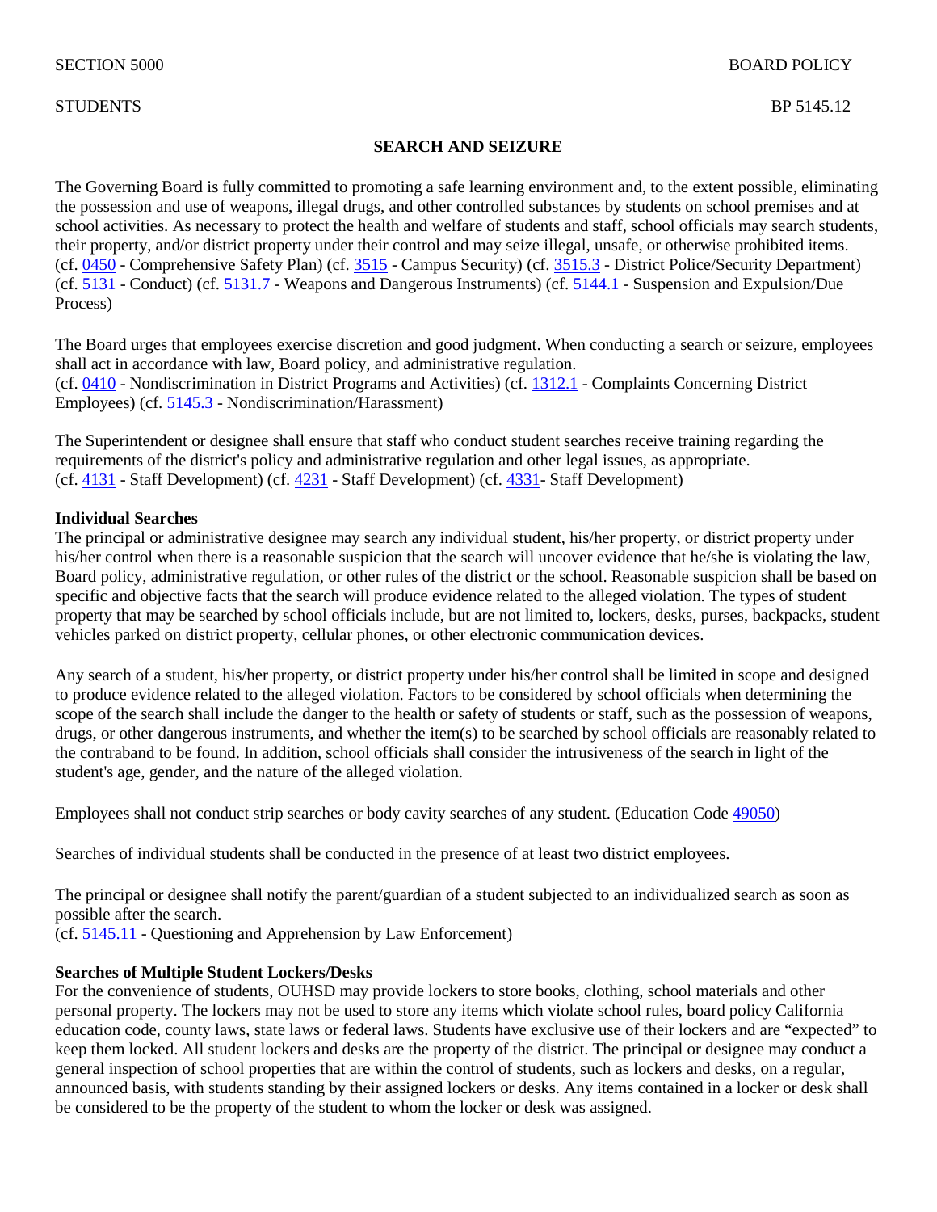SECTION 5000 BOARD POLICY

STUDENTS BP 5145.12

# SEARCH AND SEIZURE

The Governing Board is fully committed to promoting a safe learning environment and, to the extent possible, eliminating the possession and use of weapons, illegal drugs, and other controlled substances by students on school premises and at school activities. As necessary to protect the health and welfare of students and staff, school officials may search students, their property, and/or district property under their control and may seize illegal, unsafe, or otherwise prohibited items.
(cf. 0450 - Comprehensive Safety Plan) (cf. 3515 - Campus Security) (cf. 3515.3 - District Police/Security Department) (cf. 5131 - Conduct) (cf. 5131.7 - Weapons and Dangerous Instruments) (cf. 5144.1 - Suspension and Expulsion/Due Process)

The Board urges that employees exercise discretion and good judgment. When conducting a search or seizure, employees shall act in accordance with law, Board policy, and administrative regulation.
(cf. 0410 - Nondiscrimination in District Programs and Activities) (cf. 1312.1 - Complaints Concerning District Employees) (cf. 5145.3 - Nondiscrimination/Harassment)

The Superintendent or designee shall ensure that staff who conduct student searches receive training regarding the requirements of the district's policy and administrative regulation and other legal issues, as appropriate.
(cf. 4131 - Staff Development) (cf. 4231 - Staff Development) (cf. 4331- Staff Development)

**Individual Searches**
The principal or administrative designee may search any individual student, his/her property, or district property under his/her control when there is a reasonable suspicion that the search will uncover evidence that he/she is violating the law, Board policy, administrative regulation, or other rules of the district or the school. Reasonable suspicion shall be based on specific and objective facts that the search will produce evidence related to the alleged violation. The types of student property that may be searched by school officials include, but are not limited to, lockers, desks, purses, backpacks, student vehicles parked on district property, cellular phones, or other electronic communication devices.

Any search of a student, his/her property, or district property under his/her control shall be limited in scope and designed to produce evidence related to the alleged violation. Factors to be considered by school officials when determining the scope of the search shall include the danger to the health or safety of students or staff, such as the possession of weapons, drugs, or other dangerous instruments, and whether the item(s) to be searched by school officials are reasonably related to the contraband to be found. In addition, school officials shall consider the intrusiveness of the search in light of the student's age, gender, and the nature of the alleged violation.

Employees shall not conduct strip searches or body cavity searches of any student. (Education Code 49050)

Searches of individual students shall be conducted in the presence of at least two district employees.

The principal or designee shall notify the parent/guardian of a student subjected to an individualized search as soon as possible after the search.
(cf. 5145.11 - Questioning and Apprehension by Law Enforcement)

**Searches of Multiple Student Lockers/Desks**
For the convenience of students, OUHSD may provide lockers to store books, clothing, school materials and other personal property. The lockers may not be used to store any items which violate school rules, board policy California education code, county laws, state laws or federal laws. Students have exclusive use of their lockers and are "expected" to keep them locked. All student lockers and desks are the property of the district. The principal or designee may conduct a general inspection of school properties that are within the control of students, such as lockers and desks, on a regular, announced basis, with students standing by their assigned lockers or desks. Any items contained in a locker or desk shall be considered to be the property of the student to whom the locker or desk was assigned.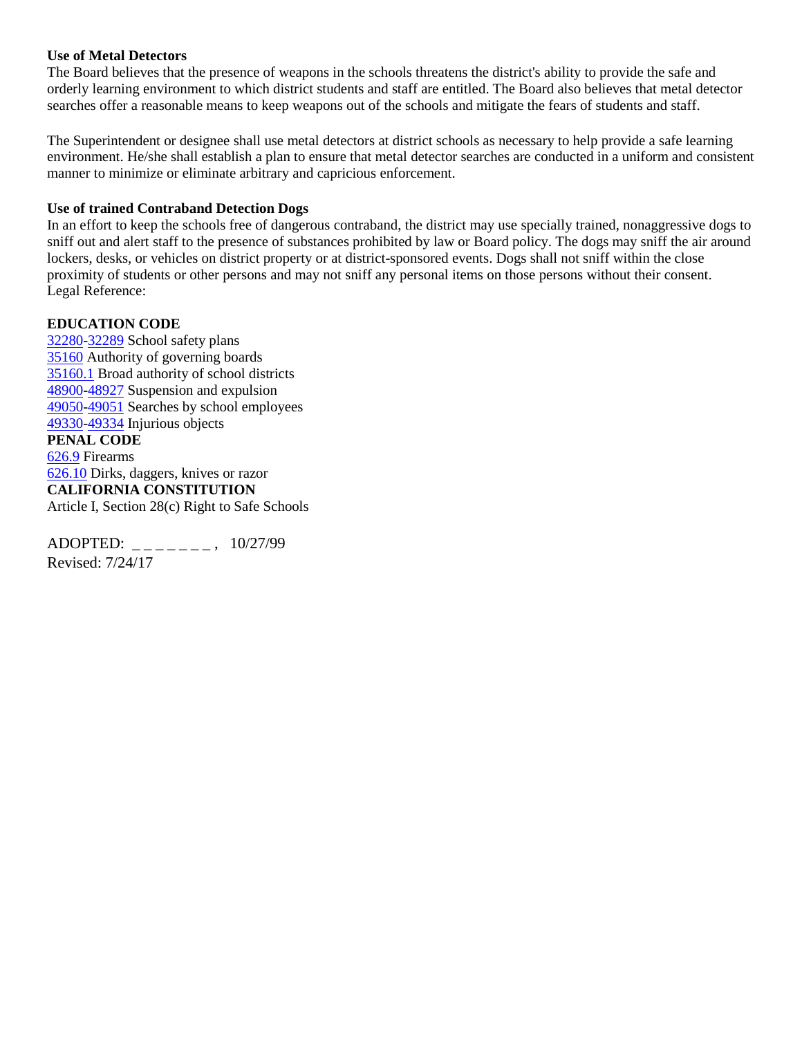**Use of Metal Detectors**

The Board believes that the presence of weapons in the schools threatens the district's ability to provide the safe and orderly learning environment to which district students and staff are entitled. The Board also believes that metal detector searches offer a reasonable means to keep weapons out of the schools and mitigate the fears of students and staff.

The Superintendent or designee shall use metal detectors at district schools as necessary to help provide a safe learning environment. He/she shall establish a plan to ensure that metal detector searches are conducted in a uniform and consistent manner to minimize or eliminate arbitrary and capricious enforcement.

**Use of trained Contraband Detection Dogs**

In an effort to keep the schools free of dangerous contraband, the district may use specially trained, nonaggressive dogs to sniff out and alert staff to the presence of substances prohibited by law or Board policy. The dogs may sniff the air around lockers, desks, or vehicles on district property or at district-sponsored events. Dogs shall not sniff within the close proximity of students or other persons and may not sniff any personal items on those persons without their consent.

Legal Reference:

**EDUCATION CODE**

32280-32289 School safety plans
35160 Authority of governing boards
35160.1 Broad authority of school districts
48900-48927 Suspension and expulsion
49050-49051 Searches by school employees
49330-49334 Injurious objects

**PENAL CODE**

626.9 Firearms
626.10 Dirks, daggers, knives or razor

**CALIFORNIA CONSTITUTION**

Article I, Section 28(c) Right to Safe Schools

ADOPTED: _ _ _ _ _ _ _ , 10/27/99
Revised: 7/24/17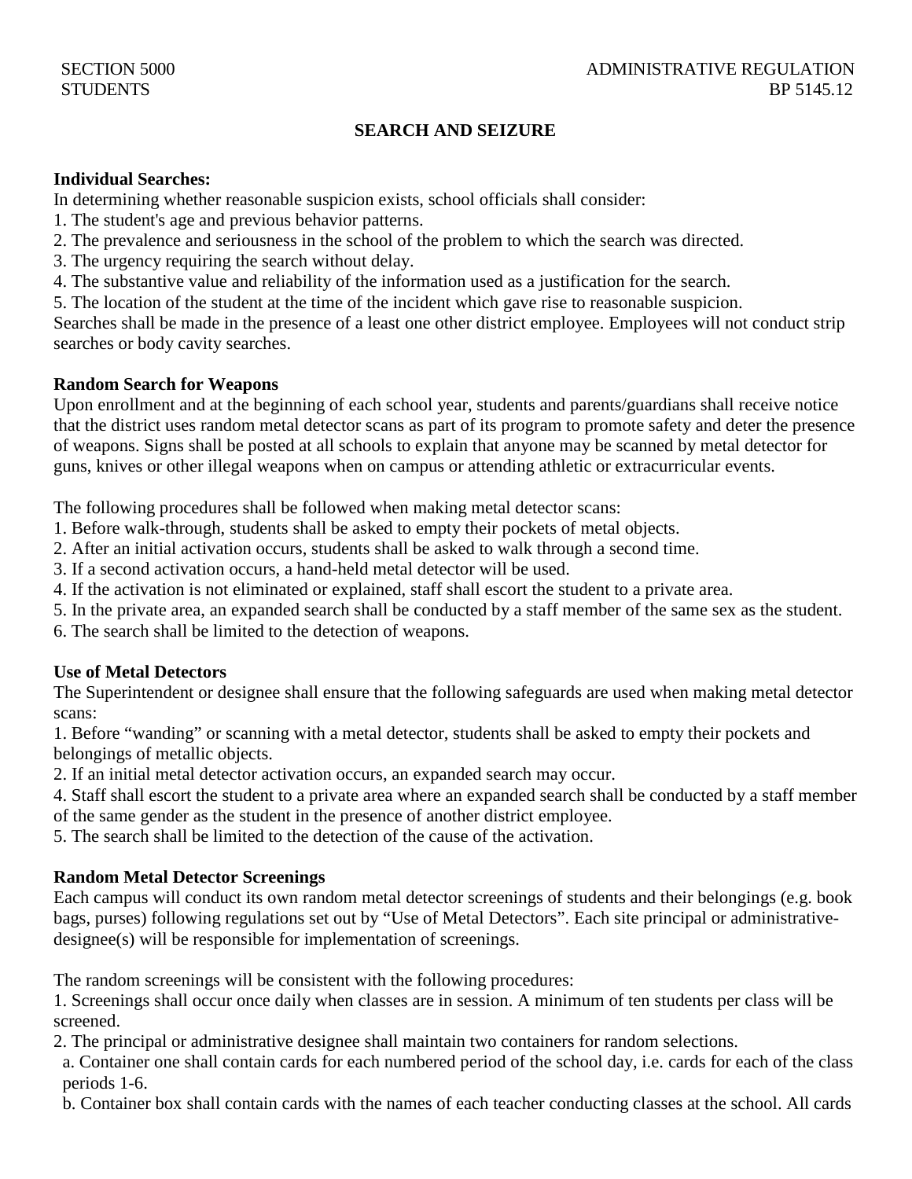SECTION 5000
STUDENTS

ADMINISTRATIVE REGULATION
BP 5145.12

# SEARCH AND SEIZURE

**Individual Searches:**
In determining whether reasonable suspicion exists, school officials shall consider:
1. The student's age and previous behavior patterns.
2. The prevalence and seriousness in the school of the problem to which the search was directed.
3. The urgency requiring the search without delay.
4. The substantive value and reliability of the information used as a justification for the search.
5. The location of the student at the time of the incident which gave rise to reasonable suspicion.

Searches shall be made in the presence of a least one other district employee. Employees will not conduct strip searches or body cavity searches.

**Random Search for Weapons**
Upon enrollment and at the beginning of each school year, students and parents/guardians shall receive notice that the district uses random metal detector scans as part of its program to promote safety and deter the presence of weapons. Signs shall be posted at all schools to explain that anyone may be scanned by metal detector for guns, knives or other illegal weapons when on campus or attending athletic or extracurricular events.

The following procedures shall be followed when making metal detector scans:
1. Before walk-through, students shall be asked to empty their pockets of metal objects.
2. After an initial activation occurs, students shall be asked to walk through a second time.
3. If a second activation occurs, a hand-held metal detector will be used.
4. If the activation is not eliminated or explained, staff shall escort the student to a private area.
5. In the private area, an expanded search shall be conducted by a staff member of the same sex as the student.
6. The search shall be limited to the detection of weapons.

**Use of Metal Detectors**
The Superintendent or designee shall ensure that the following safeguards are used when making metal detector scans:
1. Before "wanding" or scanning with a metal detector, students shall be asked to empty their pockets and belongings of metallic objects.
2. If an initial metal detector activation occurs, an expanded search may occur.
4. Staff shall escort the student to a private area where an expanded search shall be conducted by a staff member of the same gender as the student in the presence of another district employee.
5. The search shall be limited to the detection of the cause of the activation.

**Random Metal Detector Screenings**
Each campus will conduct its own random metal detector screenings of students and their belongings (e.g. book bags, purses) following regulations set out by "Use of Metal Detectors". Each site principal or administrative-designee(s) will be responsible for implementation of screenings.

The random screenings will be consistent with the following procedures:
1. Screenings shall occur once daily when classes are in session. A minimum of ten students per class will be screened.
2. The principal or administrative designee shall maintain two containers for random selections.
   a. Container one shall contain cards for each numbered period of the school day, i.e. cards for each of the class periods 1-6.
   b. Container box shall contain cards with the names of each teacher conducting classes at the school. All cards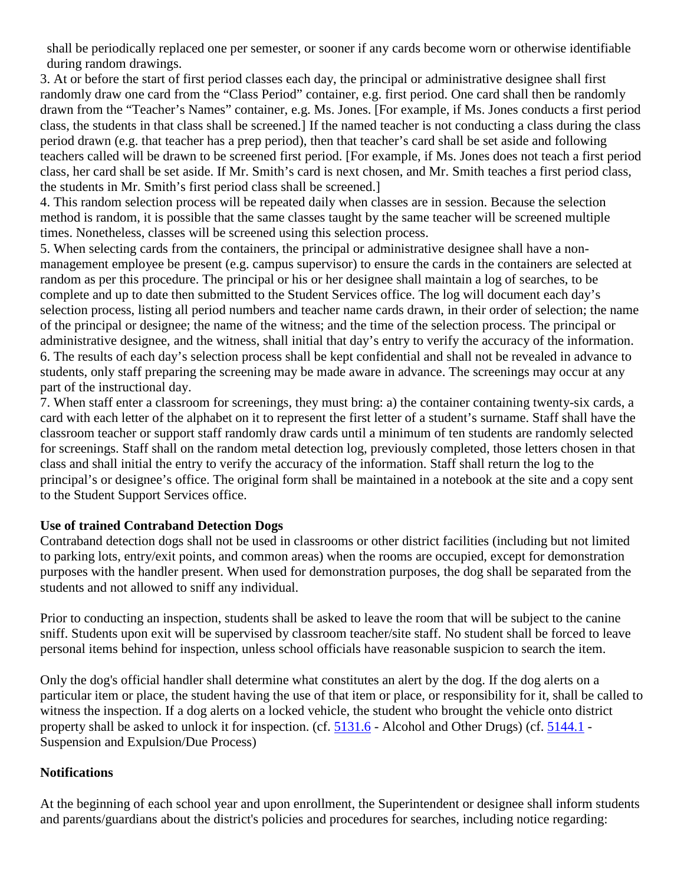shall be periodically replaced one per semester, or sooner if any cards become worn or otherwise identifiable during random drawings.

3. At or before the start of first period classes each day, the principal or administrative designee shall first randomly draw one card from the "Class Period" container, e.g. first period. One card shall then be randomly drawn from the "Teacher's Names" container, e.g. Ms. Jones. [For example, if Ms. Jones conducts a first period class, the students in that class shall be screened.] If the named teacher is not conducting a class during the class period drawn (e.g. that teacher has a prep period), then that teacher's card shall be set aside and following teachers called will be drawn to be screened first period. [For example, if Ms. Jones does not teach a first period class, her card shall be set aside. If Mr. Smith's card is next chosen, and Mr. Smith teaches a first period class, the students in Mr. Smith's first period class shall be screened.]

4. This random selection process will be repeated daily when classes are in session. Because the selection method is random, it is possible that the same classes taught by the same teacher will be screened multiple times. Nonetheless, classes will be screened using this selection process.

5. When selecting cards from the containers, the principal or administrative designee shall have a non-management employee be present (e.g. campus supervisor) to ensure the cards in the containers are selected at random as per this procedure. The principal or his or her designee shall maintain a log of searches, to be complete and up to date then submitted to the Student Services office. The log will document each day's selection process, listing all period numbers and teacher name cards drawn, in their order of selection; the name of the principal or designee; the name of the witness; and the time of the selection process. The principal or administrative designee, and the witness, shall initial that day's entry to verify the accuracy of the information.

6. The results of each day's selection process shall be kept confidential and shall not be revealed in advance to students, only staff preparing the screening may be made aware in advance. The screenings may occur at any part of the instructional day.

7. When staff enter a classroom for screenings, they must bring: a) the container containing twenty-six cards, a card with each letter of the alphabet on it to represent the first letter of a student's surname. Staff shall have the classroom teacher or support staff randomly draw cards until a minimum of ten students are randomly selected for screenings. Staff shall on the random metal detection log, previously completed, those letters chosen in that class and initial the entry to verify the accuracy of the information. Staff shall return the log to the principal's or designee's office. The original form shall be maintained in a notebook at the site and a copy sent to the Student Support Services office.

**Use of trained Contraband Detection Dogs**

Contraband detection dogs shall not be used in classrooms or other district facilities (including but not limited to parking lots, entry/exit points, and common areas) when the rooms are occupied, except for demonstration purposes with the handler present. When used for demonstration purposes, the dog shall be separated from the students and not allowed to sniff any individual.

Prior to conducting an inspection, students shall be asked to leave the room that will be subject to the canine sniff. Students upon exit will be supervised by classroom teacher/site staff. No student shall be forced to leave personal items behind for inspection, unless school officials have reasonable suspicion to search the item.

Only the dog's official handler shall determine what constitutes an alert by the dog. If the dog alerts on a particular item or place, the student having the use of that item or place, or responsibility for it, shall be called to witness the inspection. If a dog alerts on a locked vehicle, the student who brought the vehicle onto district property shall be asked to unlock it for inspection. (cf. 5131.6 - Alcohol and Other Drugs) (cf. 5144.1 - Suspension and Expulsion/Due Process)

**Notifications**

At the beginning of each school year and upon enrollment, the Superintendent or designee shall inform students and parents/guardians about the district's policies and procedures for searches, including notice regarding: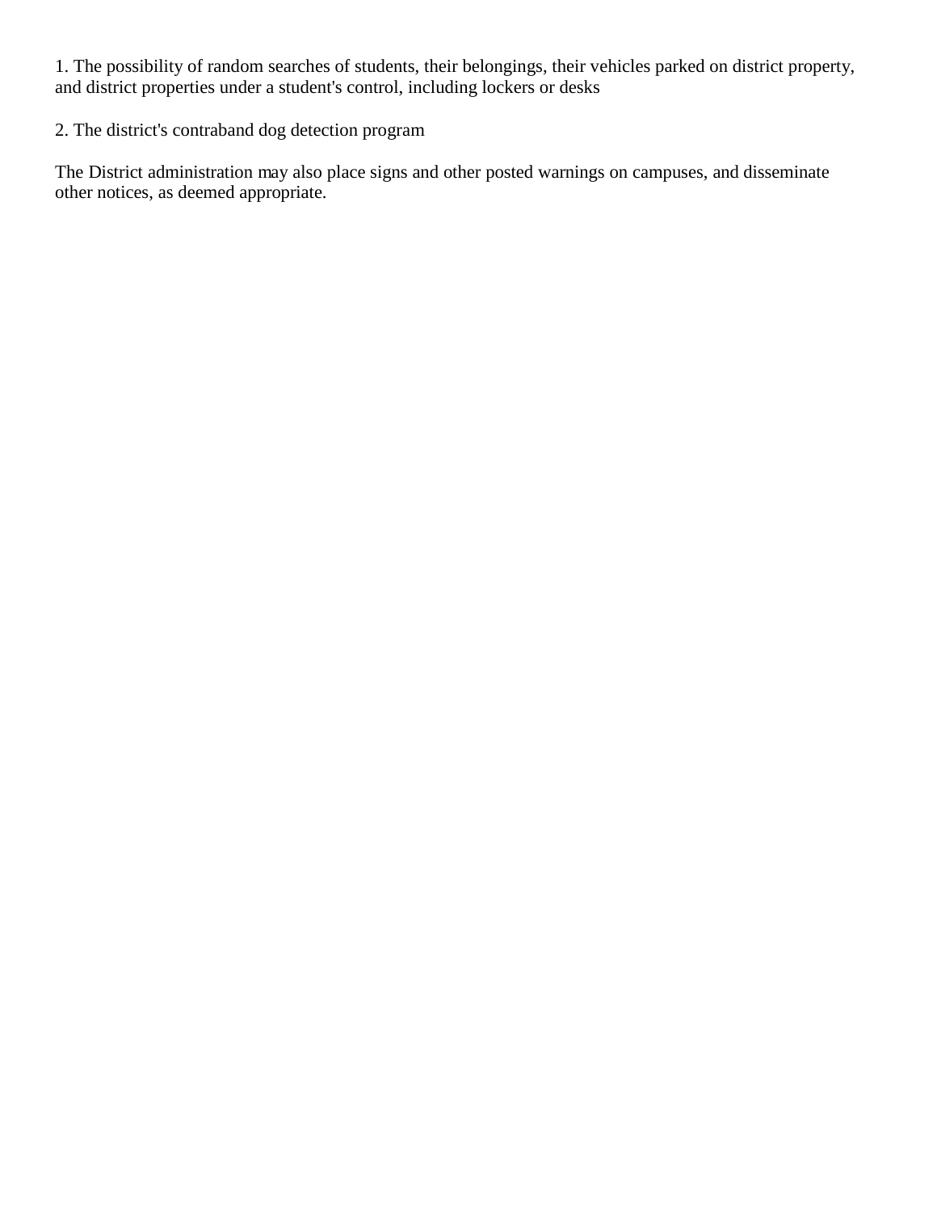1. The possibility of random searches of students, their belongings, their vehicles parked on district property, and district properties under a student's control, including lockers or desks

2. The district's contraband dog detection program

The District administration may also place signs and other posted warnings on campuses, and disseminate other notices, as deemed appropriate.